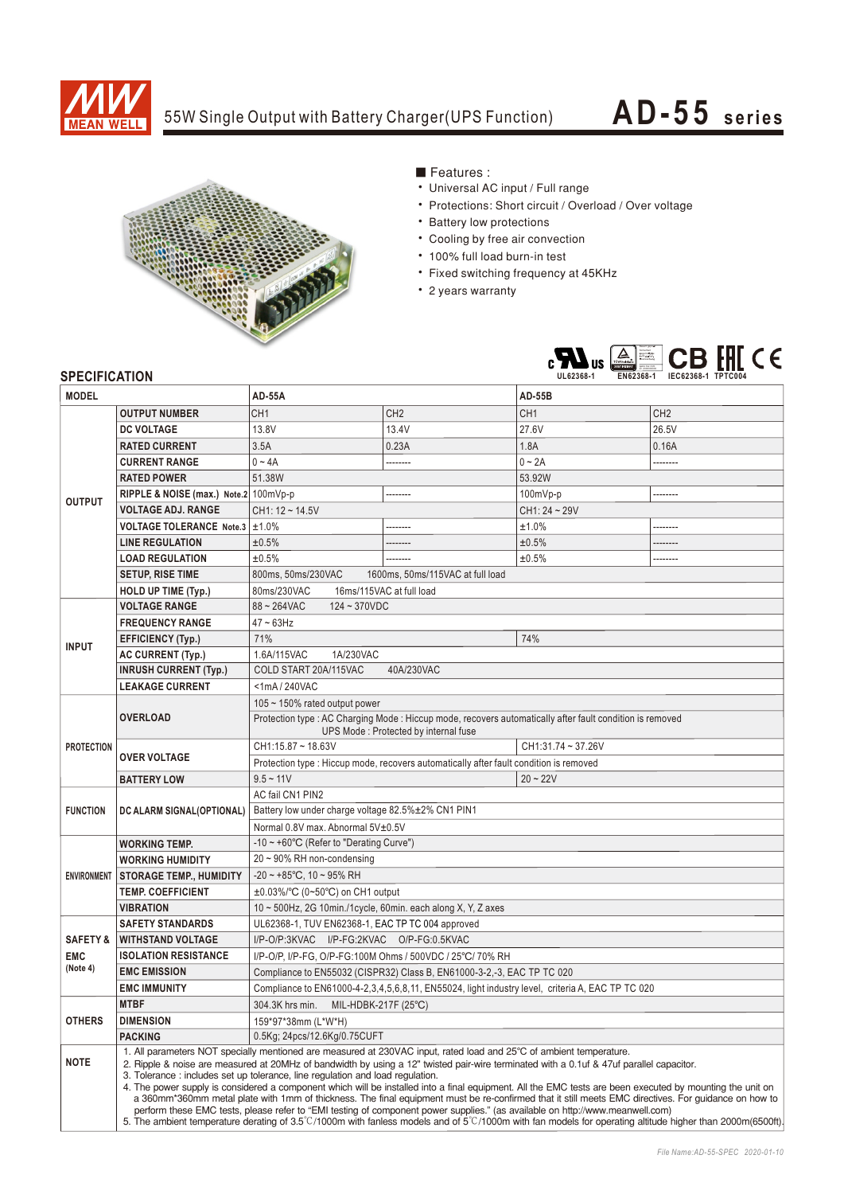# 55W Single Output with Battery Charger(UPS Function) — AD-55 series

■ Features :

- Universal AC input / Full range
- Protections: Short circuit / Overload / Over voltage
- Battery low protections
- Cooling by free air convection
- 100% full load burn-in test
- Fixed switching frequency at 45KHz
- 2 years warranty

UL62368-1 EN62368-1 IEC62368-1 TPTC004

## SPECIFICATION

| MODEL | | AD-55A | | AD-55B | |
|---|---|---|---|---|---|
| OUTPUT | OUTPUT NUMBER | CH1 | CH2 | CH1 | CH2 |
| | DC VOLTAGE | 13.8V | 13.4V | 27.6V | 26.5V |
| | RATED CURRENT | 3.5A | 0.23A | 1.8A | 0.16A |
| | CURRENT RANGE | 0 ~ 4A | -------- | 0 ~ 2A | -------- |
| | RATED POWER | 51.38W | | 53.92W | |
| | RIPPLE & NOISE (max.) Note.2 | 100mVp-p | -------- | 100mVp-p | -------- |
| | VOLTAGE ADJ. RANGE | CH1: 12 ~ 14.5V | | CH1: 24 ~ 29V | |
| | VOLTAGE TOLERANCE Note.3 | ±1.0% | -------- | ±1.0% | -------- |
| | LINE REGULATION | ±0.5% | -------- | ±0.5% | -------- |
| | LOAD REGULATION | ±0.5% | -------- | ±0.5% | -------- |
| | SETUP, RISE TIME | 800ms, 50ms/230VAC 1600ms, 50ms/115VAC at full load | | | |
| | HOLD UP TIME (Typ.) | 80ms/230VAC 16ms/115VAC at full load | | | |
| INPUT | VOLTAGE RANGE | 88 ~ 264VAC 124 ~ 370VDC | | | |
| | FREQUENCY RANGE | 47 ~ 63Hz | | | |
| | EFFICIENCY (Typ.) | 71% | | 74% | |
| | AC CURRENT (Typ.) | 1.6A/115VAC 1A/230VAC | | | |
| | INRUSH CURRENT (Typ.) | COLD START 20A/115VAC 40A/230VAC | | | |
| | LEAKAGE CURRENT | <1mA / 240VAC | | | |
| PROTECTION | OVERLOAD | 105 ~ 150% rated output power | | | |
| | | Protection type : AC Charging Mode : Hiccup mode, recovers automatically after fault condition is removed<br>UPS Mode : Protected by internal fuse | | | |
| | OVER VOLTAGE | CH1:15.87 ~ 18.63V | | CH1:31.74 ~ 37.26V | |
| | | Protection type : Hiccup mode, recovers automatically after fault condition is removed | | | |
| | BATTERY LOW | 9.5 ~ 11V | | 20 ~ 22V | |
| FUNCTION | DC ALARM SIGNAL(OPTIONAL) | AC fail CN1 PIN2<br>Battery low under charge voltage 82.5%±2% CN1 PIN1<br>Normal 0.8V max. Abnormal 5V±0.5V | | | |
| ENVIRONMENT | WORKING TEMP. | -10 ~ +60℃ (Refer to "Derating Curve") | | | |
| | WORKING HUMIDITY | 20 ~ 90% RH non-condensing | | | |
| | STORAGE TEMP., HUMIDITY | -20 ~ +85℃, 10 ~ 95% RH | | | |
| | TEMP. COEFFICIENT | ±0.03%/℃ (0~50℃) on CH1 output | | | |
| | VIBRATION | 10 ~ 500Hz, 2G 10min./1cycle, 60min. each along X, Y, Z axes | | | |
| SAFETY & EMC (Note 4) | SAFETY STANDARDS | UL62368-1, TUV EN62368-1, EAC TP TC 004 approved | | | |
| | WITHSTAND VOLTAGE | I/P-O/P:3KVAC I/P-FG:2KVAC O/P-FG:0.5KVAC | | | |
| | ISOLATION RESISTANCE | I/P-O/P, I/P-FG, O/P-FG:100M Ohms / 500VDC / 25℃/ 70% RH | | | |
| | EMC EMISSION | Compliance to EN55032 (CISPR32) Class B, EN61000-3-2,-3, EAC TP TC 020 | | | |
| | EMC IMMUNITY | Compliance to EN61000-4-2,3,4,5,6,8,11, EN55024, light industry level, criteria A, EAC TP TC 020 | | | |
| OTHERS | MTBF | 304.3K hrs min. MIL-HDBK-217F (25℃) | | | |
| | DIMENSION | 159*97*38mm (L*W*H) | | | |
| | PACKING | 0.5Kg; 24pcs/12.6Kg/0.75CUFT | | | |

**NOTE**

1. All parameters NOT specially mentioned are measured at 230VAC input, rated load and 25℃ of ambient temperature.
2. Ripple & noise are measured at 20MHz of bandwidth by using a 12" twisted pair-wire terminated with a 0.1uf & 47uf parallel capacitor.
3. Tolerance : includes set up tolerance, line regulation and load regulation.
4. The power supply is considered a component which will be installed into a final equipment. All the EMC tests are been executed by mounting the unit on a 360mm*360mm metal plate with 1mm of thickness. The final equipment must be re-confirmed that it still meets EMC directives. For guidance on how to perform these EMC tests, please refer to "EMI testing of component power supplies." (as available on http://www.meanwell.com)
5. The ambient temperature derating of 3.5℃/1000m with fanless models and of 5℃/1000m with fan models for operating altitude higher than 2000m(6500ft).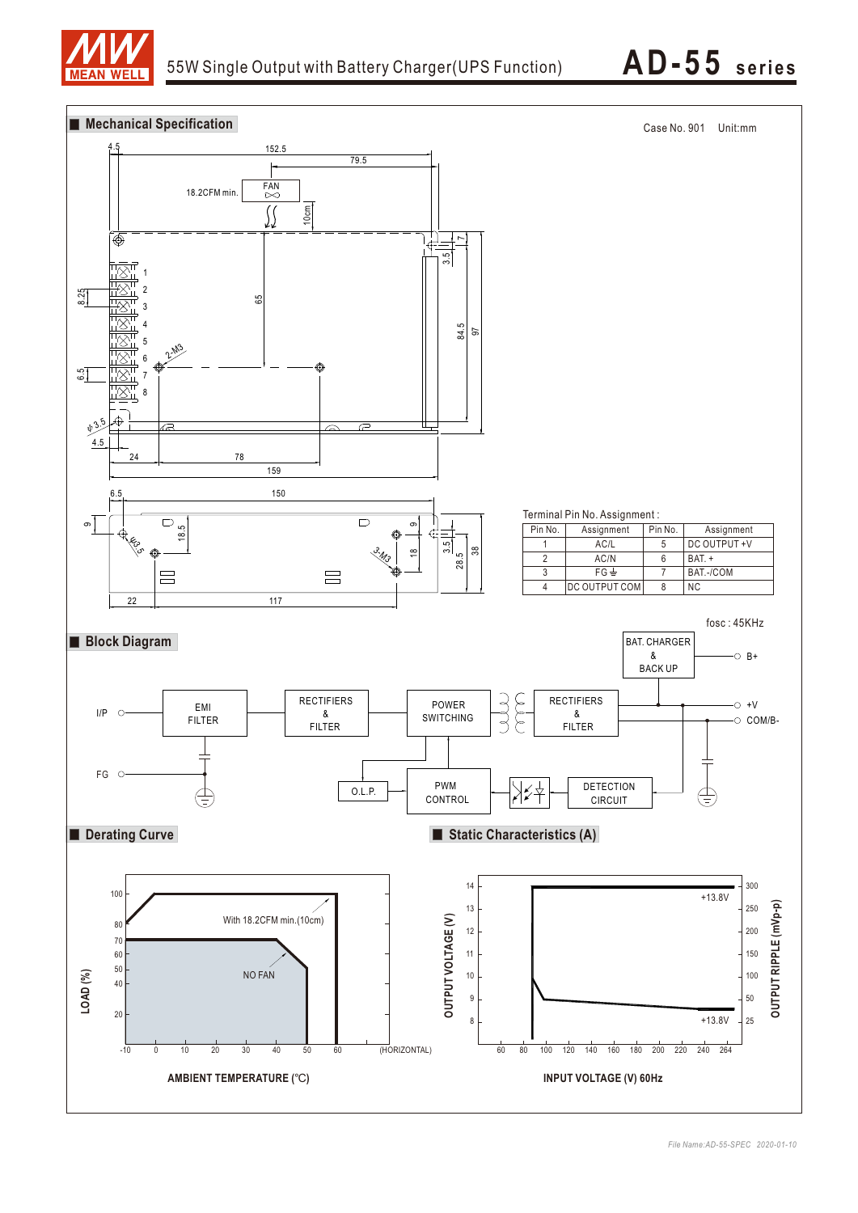## Mechanical Specification

Case No. 901 Unit:mm

4.5
152.5
79.5
18.2CFM min.
FAN
10cm
7
3.5
8.25
65
84.5
97
6.5
2-M3
1
2
3
4
5
6
7
8
ϕ3.5
4.5
24
78
159
6.5
150
9
18.5
9
ϕ3.5
3-M3
18
3.5
28.5
38
22
117

Terminal Pin No. Assignment :

| Pin No. | Assignment | Pin No. | Assignment |
|---|---|---|---|
| 1 | AC/L | 5 | DC OUTPUT +V |
| 2 | AC/N | 6 | BAT. + |
| 3 | FG ⏚ | 7 | BAT.-/COM |
| 4 | DC OUTPUT COM | 8 | NC |

## Block Diagram

fosc : 45KHz

I/P
FG
EMI FILTER
RECTIFIERS & FILTER
POWER SWITCHING
RECTIFIERS & FILTER
BAT. CHARGER & BACK UP
B+
+V
COM/B-
O.L.P.
PWM CONTROL
DETECTION CIRCUIT

## Derating Curve

LOAD (%)
100
80
70
60
50
40
20
With 18.2CFM min.(10cm)
NO FAN
-10 0 10 20 30 40 50 60 (HORIZONTAL)
AMBIENT TEMPERATURE (℃)

## Static Characteristics (A)

OUTPUT VOLTAGE (V)
14
13
12
11
10
9
8
+13.8V
+13.8V
OUTPUT RIPPLE (mVp-p)
300
250
200
150
100
50
25
60 80 100 120 140 160 180 200 220 240 264
INPUT VOLTAGE (V) 60Hz

*File Name:AD-55-SPEC 2020-01-10*